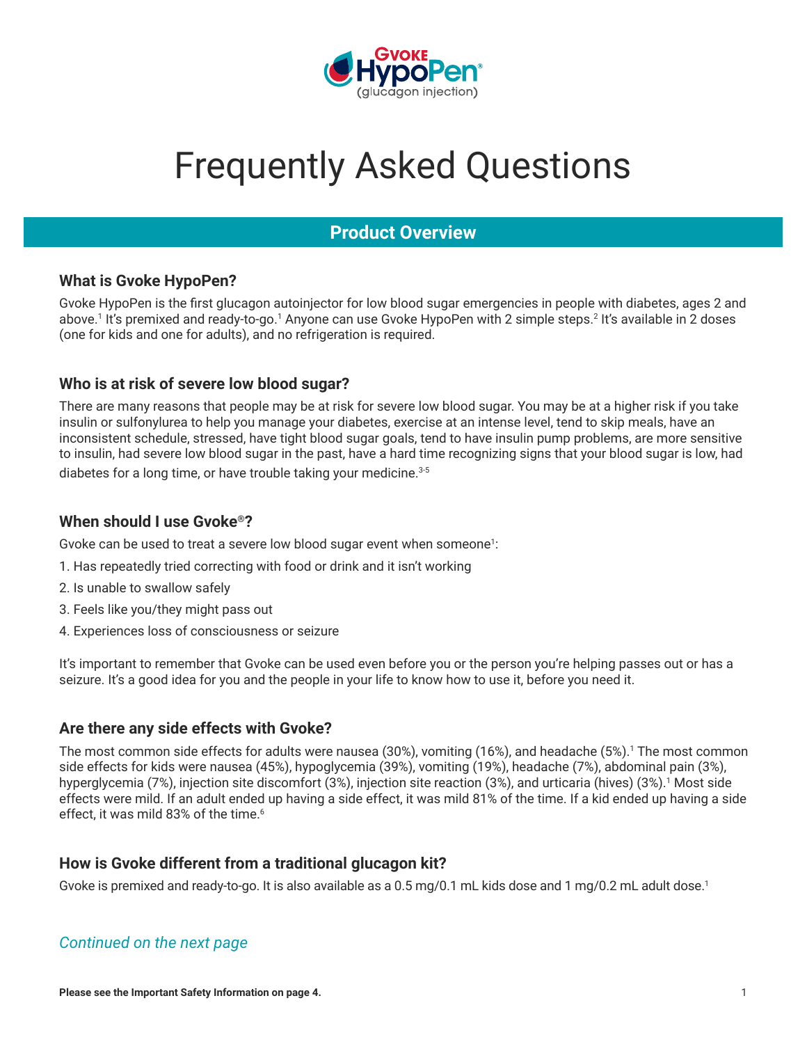Gvoke HypoPen® (glucagon injection)

# Frequently Asked Questions

## Product Overview

### What is Gvoke HypoPen?

Gvoke HypoPen is the first glucagon autoinjector for low blood sugar emergencies in people with diabetes, ages 2 and above.[1] It's premixed and ready-to-go.[1] Anyone can use Gvoke HypoPen with 2 simple steps.[2] It's available in 2 doses (one for kids and one for adults), and no refrigeration is required.

### Who is at risk of severe low blood sugar?

There are many reasons that people may be at risk for severe low blood sugar. You may be at a higher risk if you take insulin or sulfonylurea to help you manage your diabetes, exercise at an intense level, tend to skip meals, have an inconsistent schedule, stressed, have tight blood sugar goals, tend to have insulin pump problems, are more sensitive to insulin, had severe low blood sugar in the past, have a hard time recognizing signs that your blood sugar is low, had diabetes for a long time, or have trouble taking your medicine.[3-5]

### When should I use Gvoke®?

Gvoke can be used to treat a severe low blood sugar event when someone[1]:

1. Has repeatedly tried correcting with food or drink and it isn't working
2. Is unable to swallow safely
3. Feels like you/they might pass out
4. Experiences loss of consciousness or seizure

It's important to remember that Gvoke can be used even before you or the person you're helping passes out or has a seizure. It's a good idea for you and the people in your life to know how to use it, before you need it.

### Are there any side effects with Gvoke?

The most common side effects for adults were nausea (30%), vomiting (16%), and headache (5%).[1] The most common side effects for kids were nausea (45%), hypoglycemia (39%), vomiting (19%), headache (7%), abdominal pain (3%), hyperglycemia (7%), injection site discomfort (3%), injection site reaction (3%), and urticaria (hives) (3%).[1] Most side effects were mild. If an adult ended up having a side effect, it was mild 81% of the time. If a kid ended up having a side effect, it was mild 83% of the time.[6]

### How is Gvoke different from a traditional glucagon kit?

Gvoke is premixed and ready-to-go. It is also available as a 0.5 mg/0.1 mL kids dose and 1 mg/0.2 mL adult dose.[1]

*Continued on the next page*

**Please see the Important Safety Information on page 4.**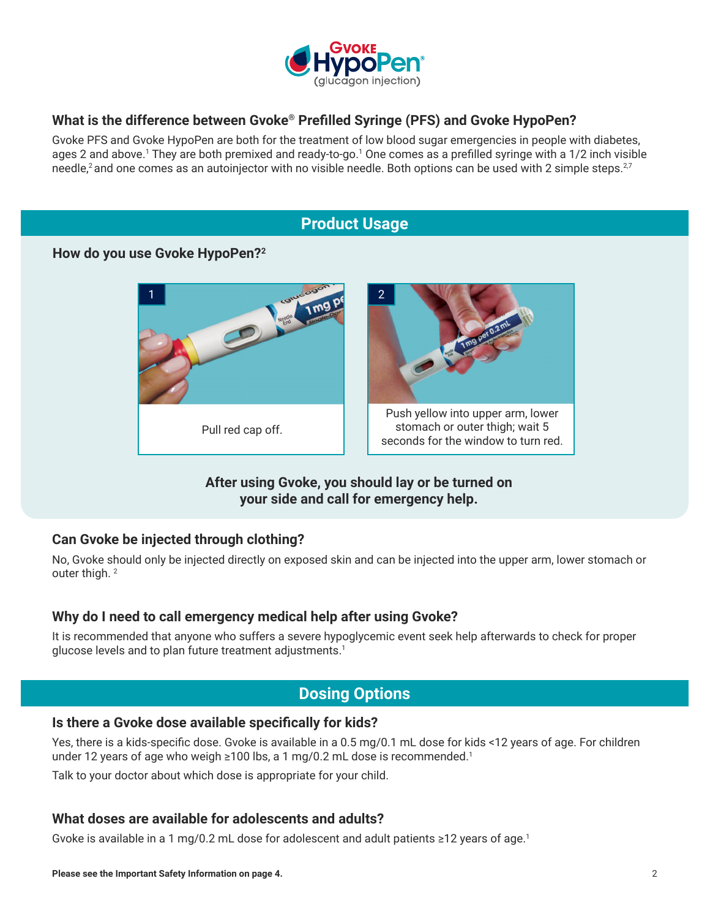Gvoke HypoPen® (glucagon injection)

## What is the difference between Gvoke® Prefilled Syringe (PFS) and Gvoke HypoPen?

Gvoke PFS and Gvoke HypoPen are both for the treatment of low blood sugar emergencies in people with diabetes, ages 2 and above.[1] They are both premixed and ready-to-go.[1] One comes as a prefilled syringe with a 1/2 inch visible needle,[2] and one comes as an autoinjector with no visible needle. Both options can be used with 2 simple steps.[2,7]

# Product Usage

## How do you use Gvoke HypoPen?[2]

1. Pull red cap off.
2. Push yellow into upper arm, lower stomach or outer thigh; wait 5 seconds for the window to turn red.

**After using Gvoke, you should lay or be turned on your side and call for emergency help.**

## Can Gvoke be injected through clothing?

No, Gvoke should only be injected directly on exposed skin and can be injected into the upper arm, lower stomach or outer thigh. [2]

## Why do I need to call emergency medical help after using Gvoke?

It is recommended that anyone who suffers a severe hypoglycemic event seek help afterwards to check for proper glucose levels and to plan future treatment adjustments.[1]

# Dosing Options

## Is there a Gvoke dose available specifically for kids?

Yes, there is a kids-specific dose. Gvoke is available in a 0.5 mg/0.1 mL dose for kids <12 years of age. For children under 12 years of age who weigh ≥100 lbs, a 1 mg/0.2 mL dose is recommended.[1]

Talk to your doctor about which dose is appropriate for your child.

## What doses are available for adolescents and adults?

Gvoke is available in a 1 mg/0.2 mL dose for adolescent and adult patients ≥12 years of age.[1]

**Please see the Important Safety Information on page 4.**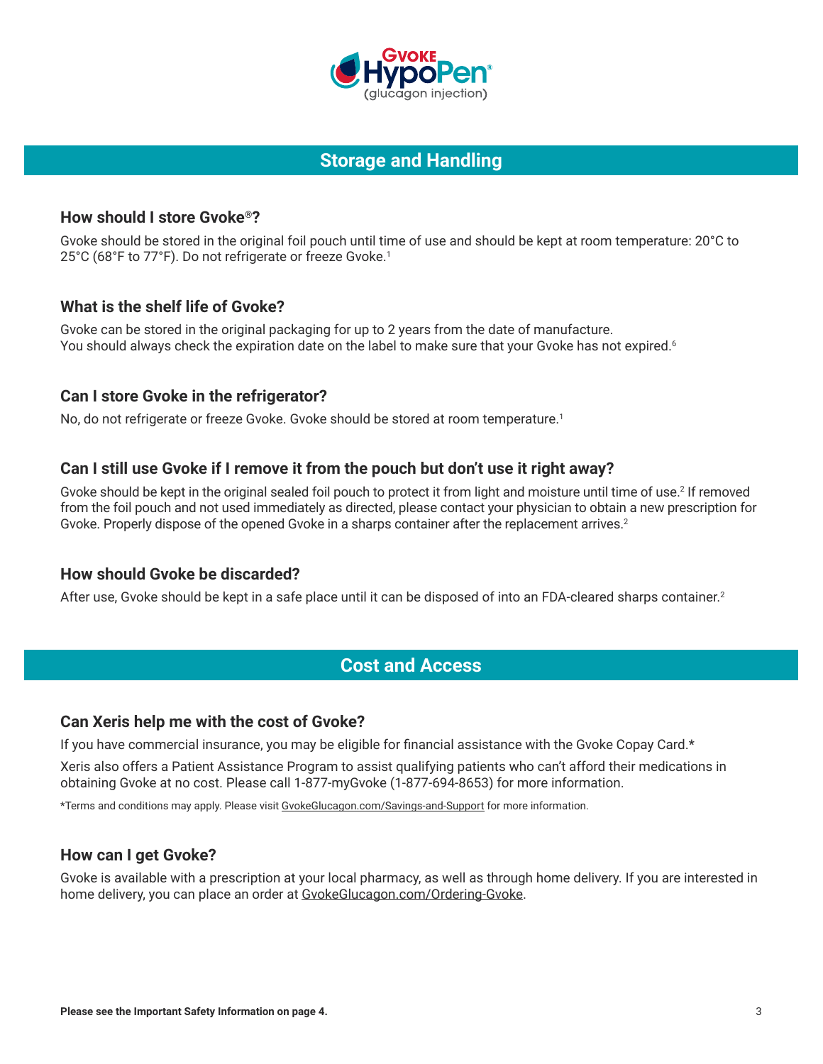Gvoke HypoPen® (glucagon injection)

## Storage and Handling

### How should I store Gvoke®?

Gvoke should be stored in the original foil pouch until time of use and should be kept at room temperature: 20°C to 25°C (68°F to 77°F). Do not refrigerate or freeze Gvoke.[1]

### What is the shelf life of Gvoke?

Gvoke can be stored in the original packaging for up to 2 years from the date of manufacture.
You should always check the expiration date on the label to make sure that your Gvoke has not expired.[6]

### Can I store Gvoke in the refrigerator?

No, do not refrigerate or freeze Gvoke. Gvoke should be stored at room temperature.[1]

### Can I still use Gvoke if I remove it from the pouch but don't use it right away?

Gvoke should be kept in the original sealed foil pouch to protect it from light and moisture until time of use.[2] If removed from the foil pouch and not used immediately as directed, please contact your physician to obtain a new prescription for Gvoke. Properly dispose of the opened Gvoke in a sharps container after the replacement arrives.[2]

### How should Gvoke be discarded?

After use, Gvoke should be kept in a safe place until it can be disposed of into an FDA-cleared sharps container.[2]

## Cost and Access

### Can Xeris help me with the cost of Gvoke?

If you have commercial insurance, you may be eligible for financial assistance with the Gvoke Copay Card.*

Xeris also offers a Patient Assistance Program to assist qualifying patients who can't afford their medications in obtaining Gvoke at no cost. Please call 1-877-myGvoke (1-877-694-8653) for more information.

*Terms and conditions may apply. Please visit GvokeGlucagon.com/Savings-and-Support for more information.

### How can I get Gvoke?

Gvoke is available with a prescription at your local pharmacy, as well as through home delivery. If you are interested in home delivery, you can place an order at GvokeGlucagon.com/Ordering-Gvoke.

**Please see the Important Safety Information on page 4.**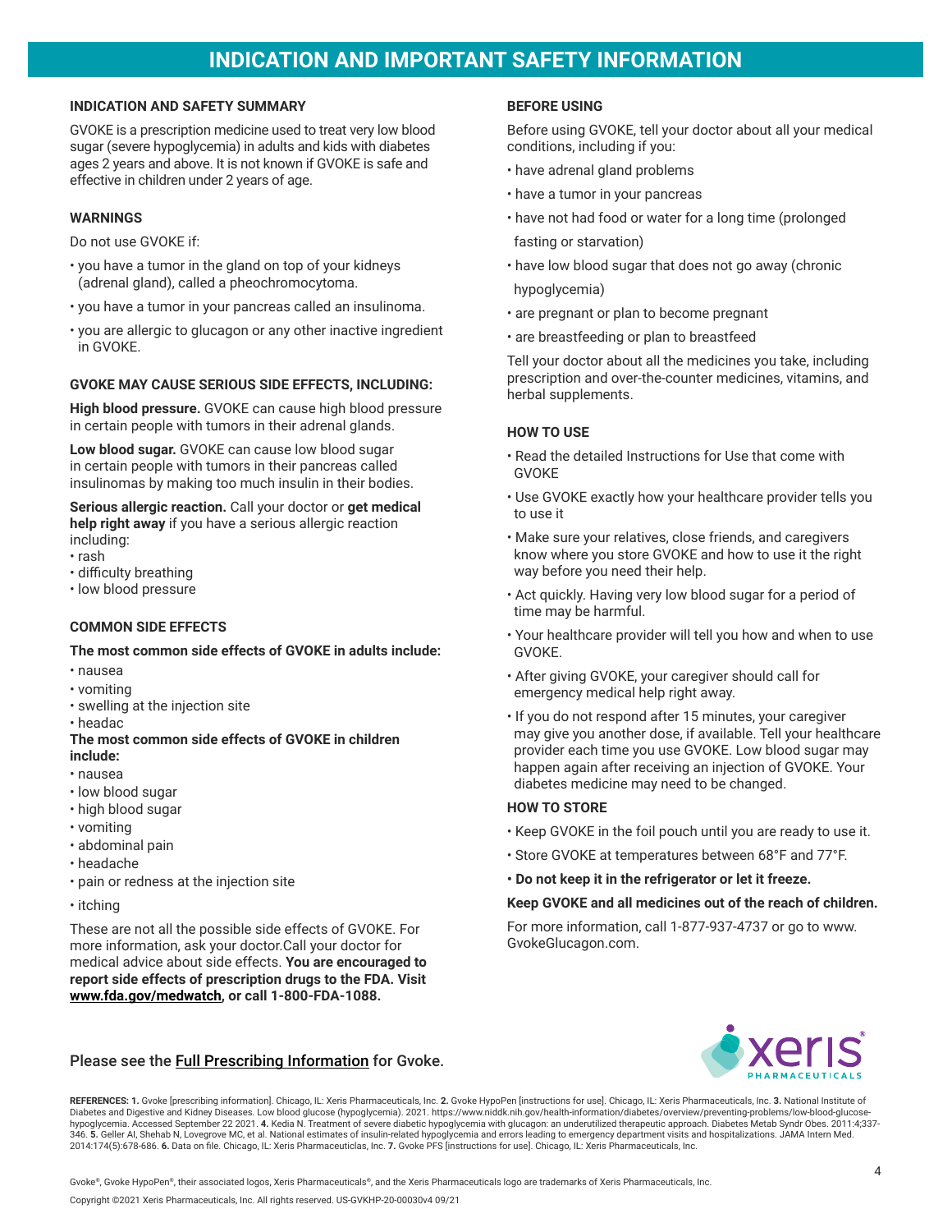# INDICATION AND IMPORTANT SAFETY INFORMATION

### INDICATION AND SAFETY SUMMARY

GVOKE is a prescription medicine used to treat very low blood sugar (severe hypoglycemia) in adults and kids with diabetes ages 2 years and above. It is not known if GVOKE is safe and effective in children under 2 years of age.

### WARNINGS

Do not use GVOKE if:

- you have a tumor in the gland on top of your kidneys (adrenal gland), called a pheochromocytoma.
- you have a tumor in your pancreas called an insulinoma.
- you are allergic to glucagon or any other inactive ingredient in GVOKE.

### GVOKE MAY CAUSE SERIOUS SIDE EFFECTS, INCLUDING:

**High blood pressure.** GVOKE can cause high blood pressure in certain people with tumors in their adrenal glands.

**Low blood sugar.** GVOKE can cause low blood sugar in certain people with tumors in their pancreas called insulinomas by making too much insulin in their bodies.

**Serious allergic reaction.** Call your doctor or **get medical help right away** if you have a serious allergic reaction including:

- rash
- difficulty breathing
- low blood pressure

### COMMON SIDE EFFECTS

**The most common side effects of GVOKE in adults include:**

- nausea
- vomiting
- swelling at the injection site
- headac

**The most common side effects of GVOKE in children include:**

- nausea
- low blood sugar
- high blood sugar
- vomiting
- abdominal pain
- headache
- pain or redness at the injection site
- itching

These are not all the possible side effects of GVOKE. For more information, ask your doctor.Call your doctor for medical advice about side effects. **You are encouraged to report side effects of prescription drugs to the FDA. Visit www.fda.gov/medwatch, or call 1-800-FDA-1088.**

### BEFORE USING

Before using GVOKE, tell your doctor about all your medical conditions, including if you:

- have adrenal gland problems
- have a tumor in your pancreas
- have not had food or water for a long time (prolonged fasting or starvation)
- have low blood sugar that does not go away (chronic hypoglycemia)
- are pregnant or plan to become pregnant
- are breastfeeding or plan to breastfeed

Tell your doctor about all the medicines you take, including prescription and over-the-counter medicines, vitamins, and herbal supplements.

### HOW TO USE

- Read the detailed Instructions for Use that come with GVOKE
- Use GVOKE exactly how your healthcare provider tells you to use it
- Make sure your relatives, close friends, and caregivers know where you store GVOKE and how to use it the right way before you need their help.
- Act quickly. Having very low blood sugar for a period of time may be harmful.
- Your healthcare provider will tell you how and when to use GVOKE.
- After giving GVOKE, your caregiver should call for emergency medical help right away.
- If you do not respond after 15 minutes, your caregiver may give you another dose, if available. Tell your healthcare provider each time you use GVOKE. Low blood sugar may happen again after receiving an injection of GVOKE. Your diabetes medicine may need to be changed.

### HOW TO STORE

- Keep GVOKE in the foil pouch until you are ready to use it.
- Store GVOKE at temperatures between 68°F and 77°F.
- **Do not keep it in the refrigerator or let it freeze.**

**Keep GVOKE and all medicines out of the reach of children.**

For more information, call 1-877-937-4737 or go to www.GvokeGlucagon.com.

Please see the Full Prescribing Information for Gvoke.

**REFERENCES: 1.** Gvoke [prescribing information]. Chicago, IL: Xeris Pharmaceuticals, Inc. **2.** Gvoke HypoPen [instructions for use]. Chicago, IL: Xeris Pharmaceuticals, Inc. **3.** National Institute of Diabetes and Digestive and Kidney Diseases. Low blood glucose (hypoglycemia). 2021. https://www.niddk.nih.gov/health-information/diabetes/overview/preventing-problems/low-blood-glucose-hypoglycemia. Accessed September 22 2021. **4.** Kedia N. Treatment of severe diabetic hypoglycemia with glucagon: an underutilized therapeutic approach. Diabetes Metab Syndr Obes. 2011:4;337-346. **5.** Geller AI, Shehab N, Lovegrove MC, et al. National estimates of insulin-related hypoglycemia and errors leading to emergency department visits and hospitalizations. JAMA Intern Med. 2014:174(5):678-686. **6.** Data on file. Chicago, IL: Xeris Pharmaceuticlas, Inc. **7.** Gvoke PFS [instructions for use]. Chicago, IL: Xeris Pharmaceuticals, Inc.

Gvoke®, Gvoke HypoPen®, their associated logos, Xeris Pharmaceuticals®, and the Xeris Pharmaceuticals logo are trademarks of Xeris Pharmaceuticals, Inc.

Copyright ©2021 Xeris Pharmaceuticals, Inc. All rights reserved. US-GVKHP-20-00030v4 09/21